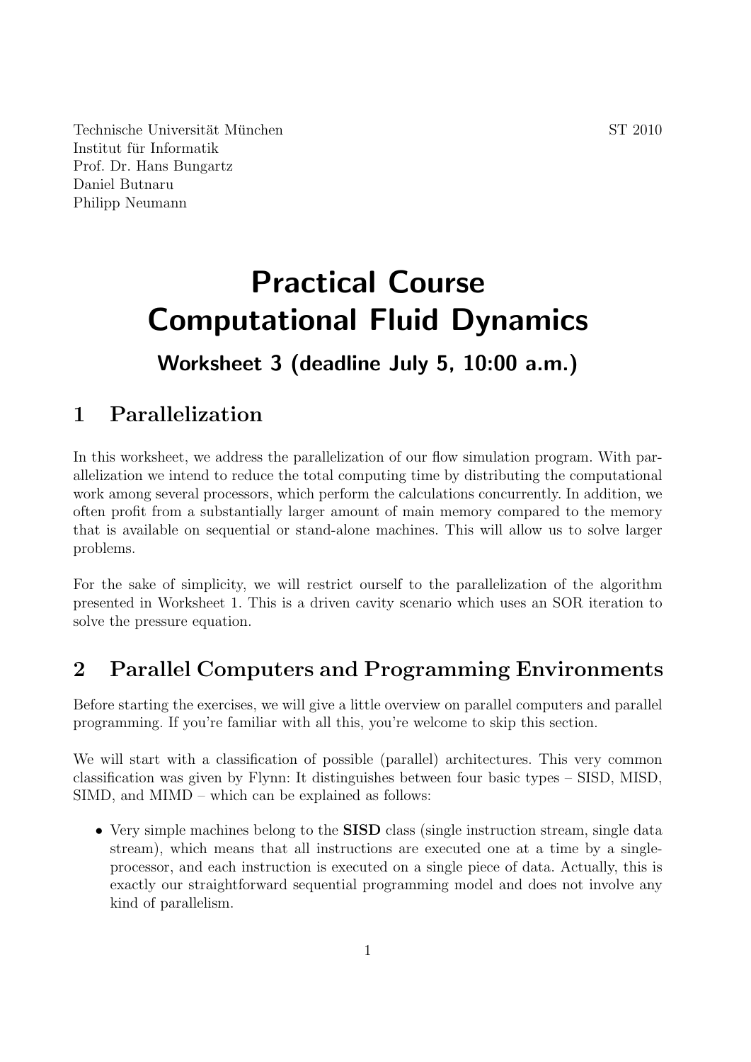Technische Universität München
Institut für Informatik
Prof. Dr. Hans Bungartz
Daniel Butnaru
Philipp Neumann

ST 2010

# Practical Course Computational Fluid Dynamics

### Worksheet 3 (deadline July 5, 10:00 a.m.)

## 1 Parallelization

In this worksheet, we address the parallelization of our flow simulation program. With parallelization we intend to reduce the total computing time by distributing the computational work among several processors, which perform the calculations concurrently. In addition, we often profit from a substantially larger amount of main memory compared to the memory that is available on sequential or stand-alone machines. This will allow us to solve larger problems.

For the sake of simplicity, we will restrict ourself to the parallelization of the algorithm presented in Worksheet 1. This is a driven cavity scenario which uses an SOR iteration to solve the pressure equation.

## 2 Parallel Computers and Programming Environments

Before starting the exercises, we will give a little overview on parallel computers and parallel programming. If you're familiar with all this, you're welcome to skip this section.

We will start with a classification of possible (parallel) architectures. This very common classification was given by Flynn: It distinguishes between four basic types – SISD, MISD, SIMD, and MIMD – which can be explained as follows:

- Very simple machines belong to the **SISD** class (single instruction stream, single data stream), which means that all instructions are executed one at a time by a single-processor, and each instruction is executed on a single piece of data. Actually, this is exactly our straightforward sequential programming model and does not involve any kind of parallelism.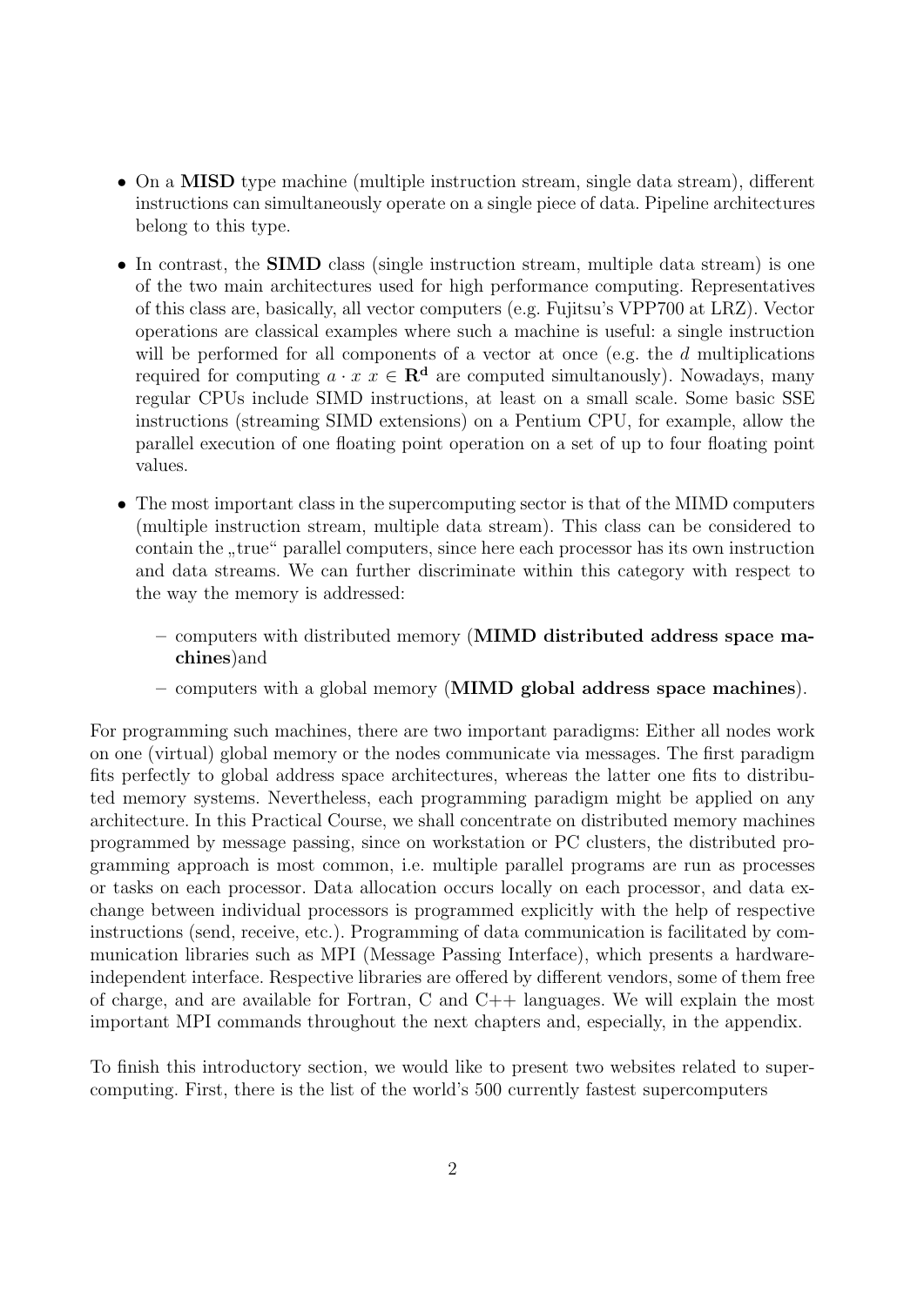- On a **MISD** type machine (multiple instruction stream, single data stream), different instructions can simultaneously operate on a single piece of data. Pipeline architectures belong to this type.

- In contrast, the **SIMD** class (single instruction stream, multiple data stream) is one of the two main architectures used for high performance computing. Representatives of this class are, basically, all vector computers (e.g. Fujitsu's VPP700 at LRZ). Vector operations are classical examples where such a machine is useful: a single instruction will be performed for all components of a vector at once (e.g. the $d$ multiplications required for computing $a \cdot x$ $x \in \mathbf{R^d}$ are computed simultanously). Nowadays, many regular CPUs include SIMD instructions, at least on a small scale. Some basic SSE instructions (streaming SIMD extensions) on a Pentium CPU, for example, allow the parallel execution of one floating point operation on a set of up to four floating point values.

- The most important class in the supercomputing sector is that of the MIMD computers (multiple instruction stream, multiple data stream). This class can be considered to contain the „true" parallel computers, since here each processor has its own instruction and data streams. We can further discriminate within this category with respect to the way the memory is addressed:

  - computers with distributed memory (**MIMD distributed address space machines**)and
  - computers with a global memory (**MIMD global address space machines**).

For programming such machines, there are two important paradigms: Either all nodes work on one (virtual) global memory or the nodes communicate via messages. The first paradigm fits perfectly to global address space architectures, whereas the latter one fits to distributed memory systems. Nevertheless, each programming paradigm might be applied on any architecture. In this Practical Course, we shall concentrate on distributed memory machines programmed by message passing, since on workstation or PC clusters, the distributed programming approach is most common, i.e. multiple parallel programs are run as processes or tasks on each processor. Data allocation occurs locally on each processor, and data exchange between individual processors is programmed explicitly with the help of respective instructions (send, receive, etc.). Programming of data communication is facilitated by communication libraries such as MPI (Message Passing Interface), which presents a hardware-independent interface. Respective libraries are offered by different vendors, some of them free of charge, and are available for Fortran, C and C++ languages. We will explain the most important MPI commands throughout the next chapters and, especially, in the appendix.

To finish this introductory section, we would like to present two websites related to supercomputing. First, there is the list of the world's 500 currently fastest supercomputers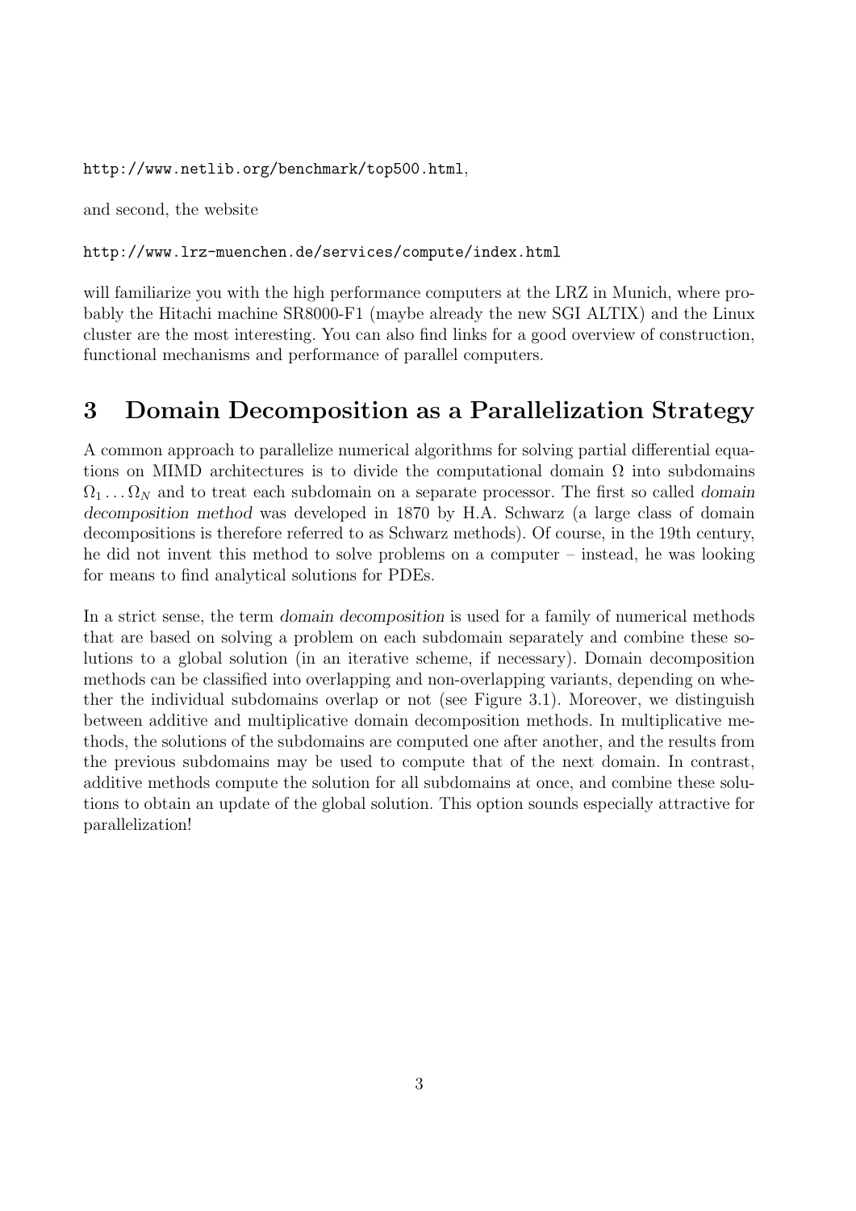`http://www.netlib.org/benchmark/top500.html`,

and second, the website

`http://www.lrz-muenchen.de/services/compute/index.html`

will familiarize you with the high performance computers at the LRZ in Munich, where probably the Hitachi machine SR8000-F1 (maybe already the new SGI ALTIX) and the Linux cluster are the most interesting. You can also find links for a good overview of construction, functional mechanisms and performance of parallel computers.

## 3 Domain Decomposition as a Parallelization Strategy

A common approach to parallelize numerical algorithms for solving partial differential equations on MIMD architectures is to divide the computational domain $\Omega$ into subdomains $\Omega_1 \dots \Omega_N$ and to treat each subdomain on a separate processor. The first so called *domain decomposition method* was developed in 1870 by H.A. Schwarz (a large class of domain decompositions is therefore referred to as Schwarz methods). Of course, in the 19th century, he did not invent this method to solve problems on a computer – instead, he was looking for means to find analytical solutions for PDEs.

In a strict sense, the term *domain decomposition* is used for a family of numerical methods that are based on solving a problem on each subdomain separately and combine these solutions to a global solution (in an iterative scheme, if necessary). Domain decomposition methods can be classified into overlapping and non-overlapping variants, depending on whether the individual subdomains overlap or not (see Figure 3.1). Moreover, we distinguish between additive and multiplicative domain decomposition methods. In multiplicative methods, the solutions of the subdomains are computed one after another, and the results from the previous subdomains may be used to compute that of the next domain. In contrast, additive methods compute the solution for all subdomains at once, and combine these solutions to obtain an update of the global solution. This option sounds especially attractive for parallelization!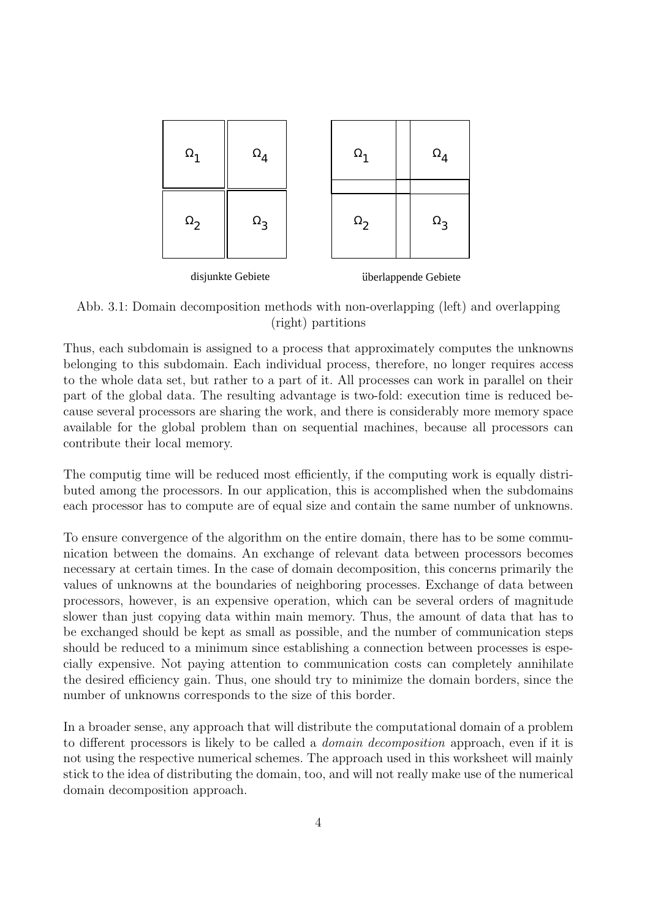Abb. 3.1: Domain decomposition methods with non-overlapping (left) and overlapping (right) partitions

Thus, each subdomain is assigned to a process that approximately computes the unknowns belonging to this subdomain. Each individual process, therefore, no longer requires access to the whole data set, but rather to a part of it. All processes can work in parallel on their part of the global data. The resulting advantage is two-fold: execution time is reduced because several processors are sharing the work, and there is considerably more memory space available for the global problem than on sequential machines, because all processors can contribute their local memory.

The computig time will be reduced most efficiently, if the computing work is equally distributed among the processors. In our application, this is accomplished when the subdomains each processor has to compute are of equal size and contain the same number of unknowns.

To ensure convergence of the algorithm on the entire domain, there has to be some communication between the domains. An exchange of relevant data between processors becomes necessary at certain times. In the case of domain decomposition, this concerns primarily the values of unknowns at the boundaries of neighboring processes. Exchange of data between processors, however, is an expensive operation, which can be several orders of magnitude slower than just copying data within main memory. Thus, the amount of data that has to be exchanged should be kept as small as possible, and the number of communication steps should be reduced to a minimum since establishing a connection between processes is especially expensive. Not paying attention to communication costs can completely annihilate the desired efficiency gain. Thus, one should try to minimize the domain borders, since the number of unknowns corresponds to the size of this border.

In a broader sense, any approach that will distribute the computational domain of a problem to different processors is likely to be called a *domain decomposition* approach, even if it is not using the respective numerical schemes. The approach used in this worksheet will mainly stick to the idea of distributing the domain, too, and will not really make use of the numerical domain decomposition approach.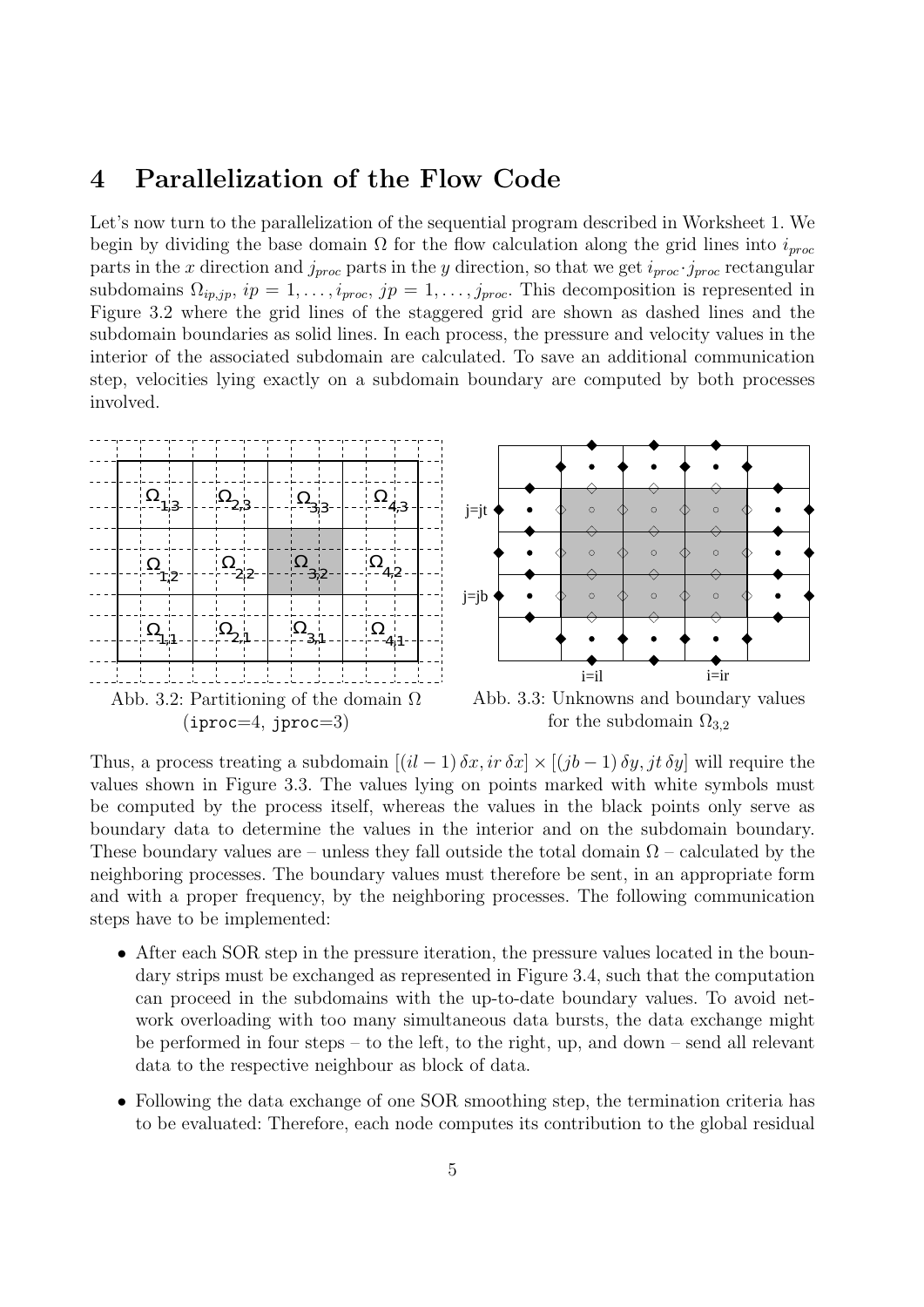# 4 Parallelization of the Flow Code

Let's now turn to the parallelization of the sequential program described in Worksheet 1. We begin by dividing the base domain $\Omega$ for the flow calculation along the grid lines into $i_{proc}$ parts in the $x$ direction and $j_{proc}$ parts in the $y$ direction, so that we get $i_{proc} \cdot j_{proc}$ rectangular subdomains $\Omega_{ip,jp}$, $ip = 1, \ldots, i_{proc}$, $jp = 1, \ldots, j_{proc}$. This decomposition is represented in Figure 3.2 where the grid lines of the staggered grid are shown as dashed lines and the subdomain boundaries as solid lines. In each process, the pressure and velocity values in the interior of the associated subdomain are calculated. To save an additional communication step, velocities lying exactly on a subdomain boundary are computed by both processes involved.

Abb. 3.2: Partitioning of the domain $\Omega$ (`iproc`=4, `jproc`=3)

Abb. 3.3: Unknowns and boundary values for the subdomain $\Omega_{3,2}$

Thus, a process treating a subdomain $[(il-1)\,\delta x, ir\,\delta x] \times [(jb-1)\,\delta y, jt\,\delta y]$ will require the values shown in Figure 3.3. The values lying on points marked with white symbols must be computed by the process itself, whereas the values in the black points only serve as boundary data to determine the values in the interior and on the subdomain boundary. These boundary values are – unless they fall outside the total domain $\Omega$ – calculated by the neighboring processes. The boundary values must therefore be sent, in an appropriate form and with a proper frequency, by the neighboring processes. The following communication steps have to be implemented:

- After each SOR step in the pressure iteration, the pressure values located in the boundary strips must be exchanged as represented in Figure 3.4, such that the computation can proceed in the subdomains with the up-to-date boundary values. To avoid network overloading with too many simultaneous data bursts, the data exchange might be performed in four steps – to the left, to the right, up, and down – send all relevant data to the respective neighbour as block of data.
- Following the data exchange of one SOR smoothing step, the termination criteria has to be evaluated: Therefore, each node computes its contribution to the global residual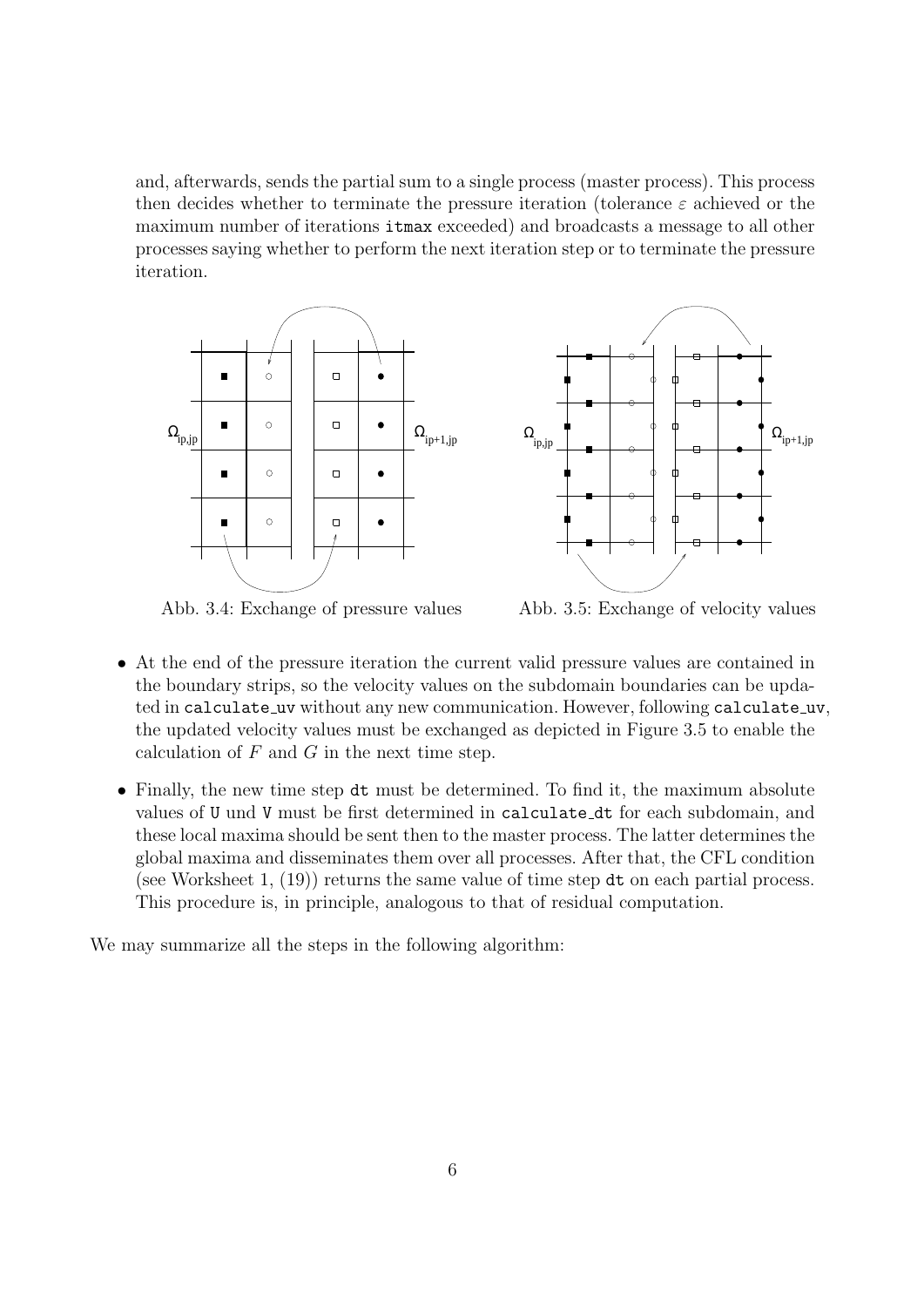and, afterwards, sends the partial sum to a single process (master process). This process then decides whether to terminate the pressure iteration (tolerance $\varepsilon$ achieved or the maximum number of iterations itmax exceeded) and broadcasts a message to all other processes saying whether to perform the next iteration step or to terminate the pressure iteration.

Abb. 3.4: Exchange of pressure values

Abb. 3.5: Exchange of velocity values

- At the end of the pressure iteration the current valid pressure values are contained in the boundary strips, so the velocity values on the subdomain boundaries can be updated in calculate_uv without any new communication. However, following calculate_uv, the updated velocity values must be exchanged as depicted in Figure 3.5 to enable the calculation of $F$ and $G$ in the next time step.
- Finally, the new time step dt must be determined. To find it, the maximum absolute values of U und V must be first determined in calculate_dt for each subdomain, and these local maxima should be sent then to the master process. The latter determines the global maxima and disseminates them over all processes. After that, the CFL condition (see Worksheet 1, (19)) returns the same value of time step dt on each partial process. This procedure is, in principle, analogous to that of residual computation.

We may summarize all the steps in the following algorithm: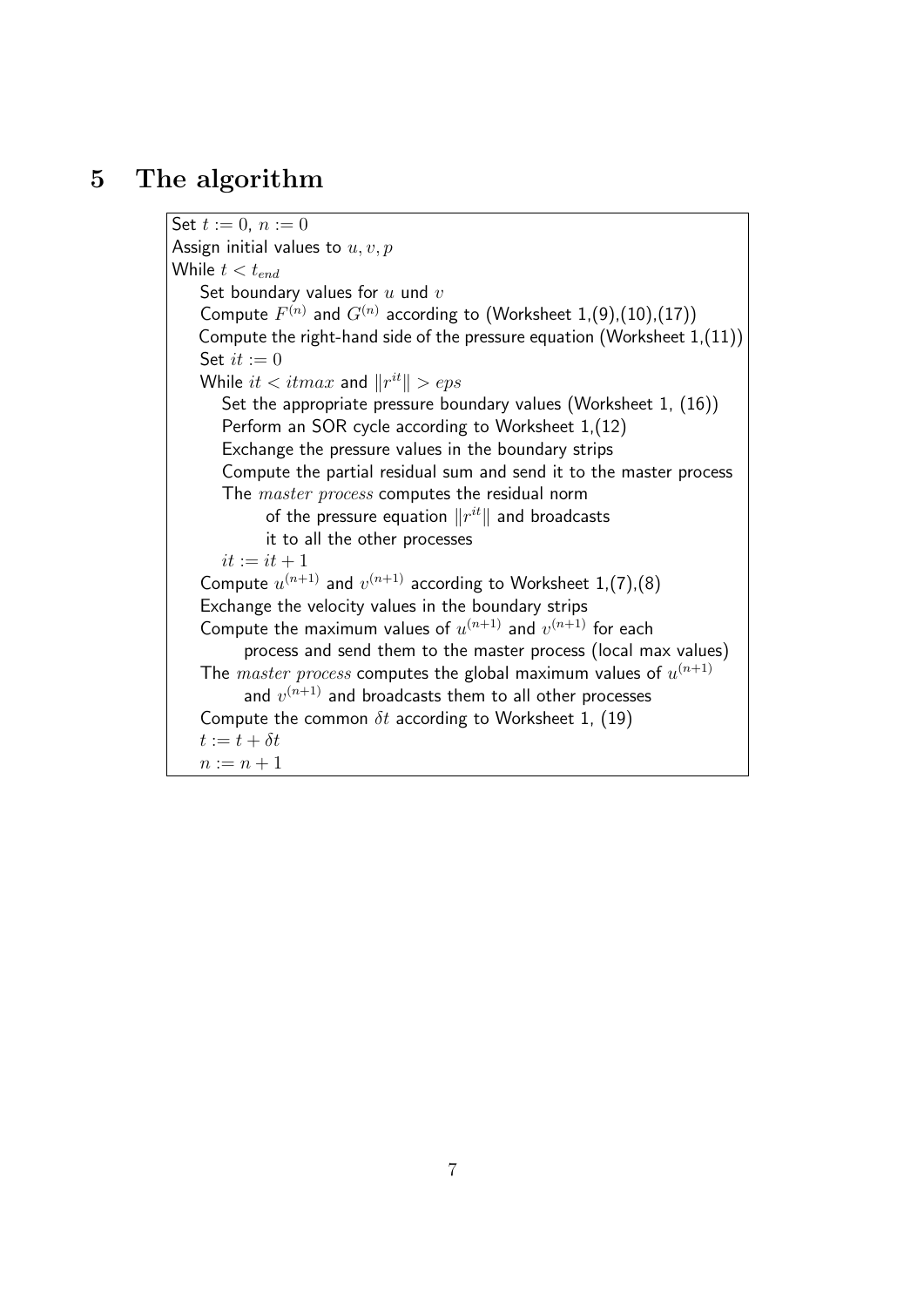## 5 The algorithm

```
Set t := 0, n := 0
Assign initial values to u, v, p
While t < t_end
    Set boundary values for u und v
    Compute F^(n) and G^(n) according to (Worksheet 1,(9),(10),(17))
    Compute the right-hand side of the pressure equation (Worksheet 1,(11))
    Set it := 0
    While it < itmax and ||r^it|| > eps
        Set the appropriate pressure boundary values (Worksheet 1, (16))
        Perform an SOR cycle according to Worksheet 1,(12)
        Exchange the pressure values in the boundary strips
        Compute the partial residual sum and send it to the master process
        The master process computes the residual norm
              of the pressure equation ||r^it|| and broadcasts
              it to all the other processes
        it := it + 1
    Compute u^(n+1) and v^(n+1) according to Worksheet 1,(7),(8)
    Exchange the velocity values in the boundary strips
    Compute the maximum values of u^(n+1) and v^(n+1) for each
          process and send them to the master process (local max values)
    The master process computes the global maximum values of u^(n+1)
          and v^(n+1) and broadcasts them to all other processes
    Compute the common δt according to Worksheet 1, (19)
    t := t + δt
    n := n + 1
```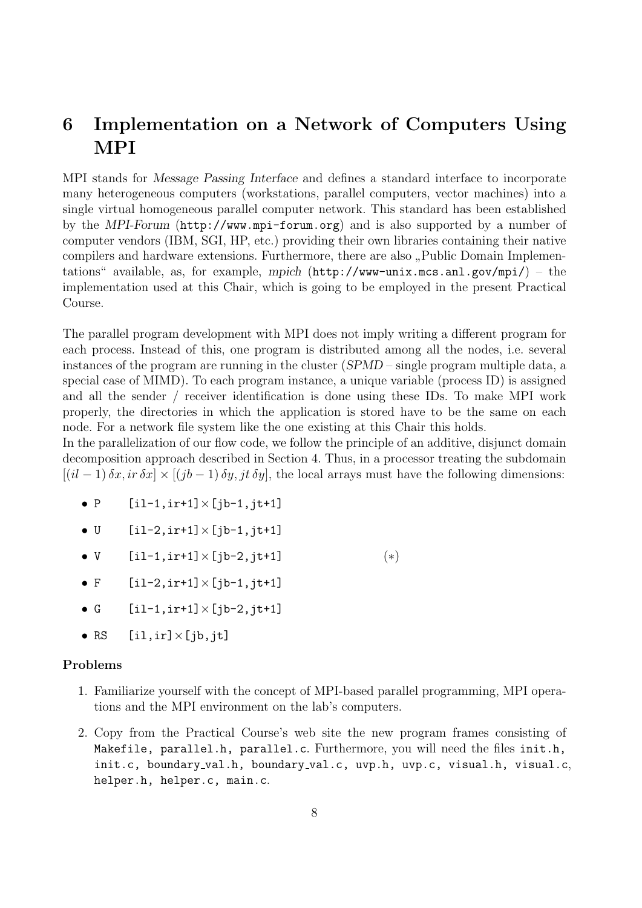# 6 Implementation on a Network of Computers Using MPI

MPI stands for *Message Passing Interface* and defines a standard interface to incorporate many heterogeneous computers (workstations, parallel computers, vector machines) into a single virtual homogeneous parallel computer network. This standard has been established by the *MPI-Forum* (`http://www.mpi-forum.org`) and is also supported by a number of computer vendors (IBM, SGI, HP, etc.) providing their own libraries containing their native compilers and hardware extensions. Furthermore, there are also „Public Domain Implementations" available, as, for example, *mpich* (`http://www-unix.mcs.anl.gov/mpi/`) – the implementation used at this Chair, which is going to be employed in the present Practical Course.

The parallel program development with MPI does not imply writing a different program for each process. Instead of this, one program is distributed among all the nodes, i.e. several instances of the program are running in the cluster (*SPMD* – single program multiple data, a special case of MIMD). To each program instance, a unique variable (process ID) is assigned and all the sender / receiver identification is done using these IDs. To make MPI work properly, the directories in which the application is stored have to be the same on each node. For a network file system like the one existing at this Chair this holds.
In the parallelization of our flow code, we follow the principle of an additive, disjunct domain decomposition approach described in Section 4. Thus, in a processor treating the subdomain $[(il-1)\,\delta x, ir\,\delta x] \times [(jb-1)\,\delta y, jt\,\delta y]$, the local arrays must have the following dimensions:

- `P` `[il-1,ir+1]`×`[jb-1,jt+1]`
- `U` `[il-2,ir+1]`×`[jb-1,jt+1]`
- `V` `[il-1,ir+1]`×`[jb-2,jt+1]` $(*)$
- `F` `[il-2,ir+1]`×`[jb-1,jt+1]`
- `G` `[il-1,ir+1]`×`[jb-2,jt+1]`
- `RS` `[il,ir]`×`[jb,jt]`

**Problems**

1. Familiarize yourself with the concept of MPI-based parallel programming, MPI operations and the MPI environment on the lab's computers.
2. Copy from the Practical Course's web site the new program frames consisting of `Makefile, parallel.h, parallel.c`. Furthermore, you will need the files `init.h, init.c, boundary_val.h, boundary_val.c, uvp.h, uvp.c, visual.h, visual.c, helper.h, helper.c, main.c`.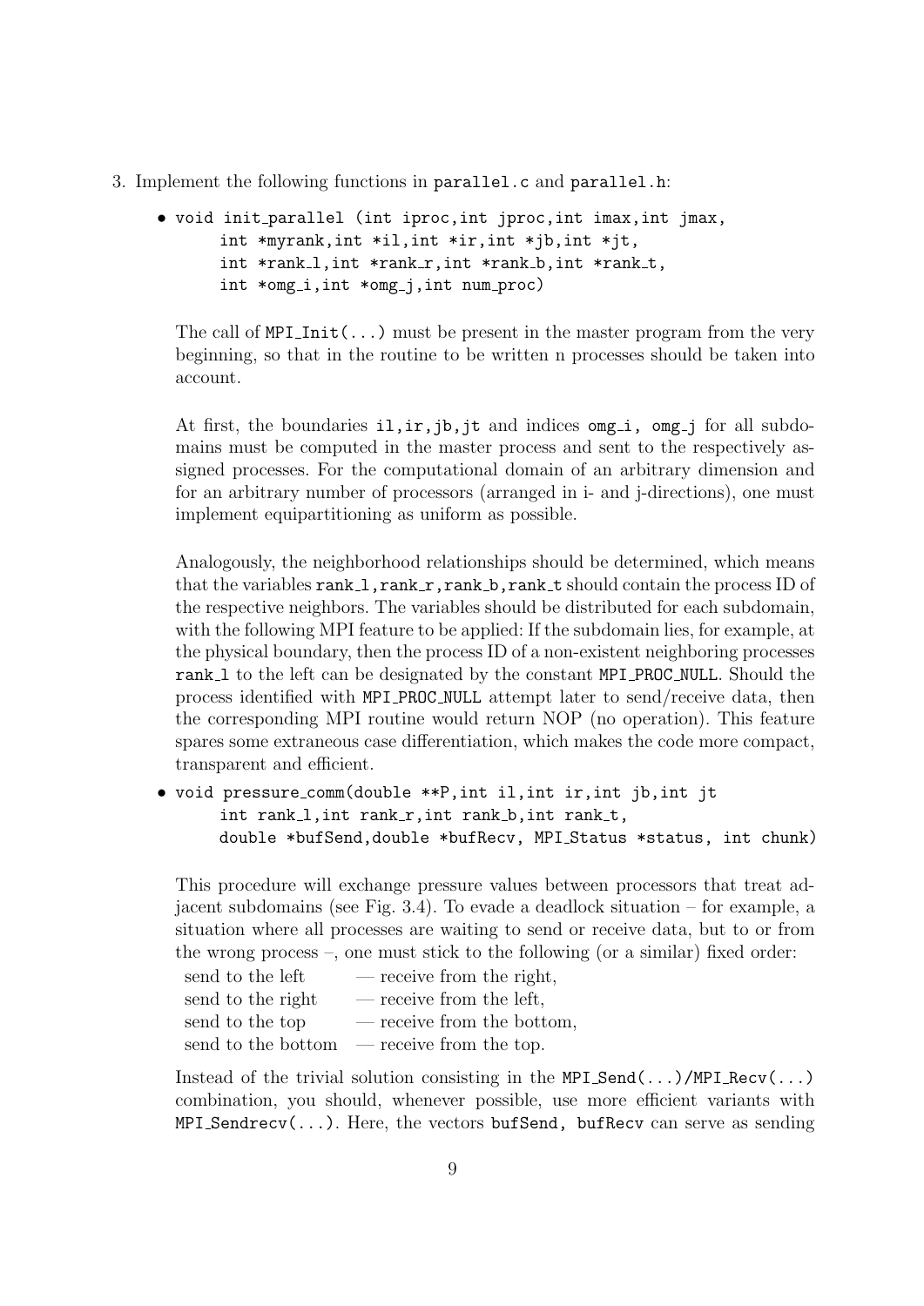3. Implement the following functions in `parallel.c` and `parallel.h`:

   - `void init_parallel (int iproc,int jproc,int imax,int jmax,`
     `int *myrank,int *il,int *ir,int *jb,int *jt,`
     `int *rank_l,int *rank_r,int *rank_b,int *rank_t,`
     `int *omg_i,int *omg_j,int num_proc)`

     The call of `MPI_Init(...)` must be present in the master program from the very beginning, so that in the routine to be written n processes should be taken into account.

     At first, the boundaries `il,ir,jb,jt` and indices `omg_i, omg_j` for all subdomains must be computed in the master process and sent to the respectively assigned processes. For the computational domain of an arbitrary dimension and for an arbitrary number of processors (arranged in i- and j-directions), one must implement equipartitioning as uniform as possible.

     Analogously, the neighborhood relationships should be determined, which means that the variables `rank_l,rank_r,rank_b,rank_t` should contain the process ID of the respective neighbors. The variables should be distributed for each subdomain, with the following MPI feature to be applied: If the subdomain lies, for example, at the physical boundary, then the process ID of a non-existent neighboring processes `rank_l` to the left can be designated by the constant `MPI_PROC_NULL`. Should the process identified with `MPI_PROC_NULL` attempt later to send/receive data, then the corresponding MPI routine would return NOP (no operation). This feature spares some extraneous case differentiation, which makes the code more compact, transparent and efficient.

   - `void pressure_comm(double **P,int il,int ir,int jb,int jt`
     `int rank_l,int rank_r,int rank_b,int rank_t,`
     `double *bufSend,double *bufRecv, MPI_Status *status, int chunk)`

     This procedure will exchange pressure values between processors that treat adjacent subdomains (see Fig. 3.4). To evade a deadlock situation – for example, a situation where all processes are waiting to send or receive data, but to or from the wrong process –, one must stick to the following (or a similar) fixed order:

     send to the left — receive from the right,
     send to the right — receive from the left,
     send to the top — receive from the bottom,
     send to the bottom — receive from the top.

     Instead of the trivial solution consisting in the `MPI_Send(...)/MPI_Recv(...)` combination, you should, whenever possible, use more efficient variants with `MPI_Sendrecv(...)`. Here, the vectors `bufSend, bufRecv` can serve as sending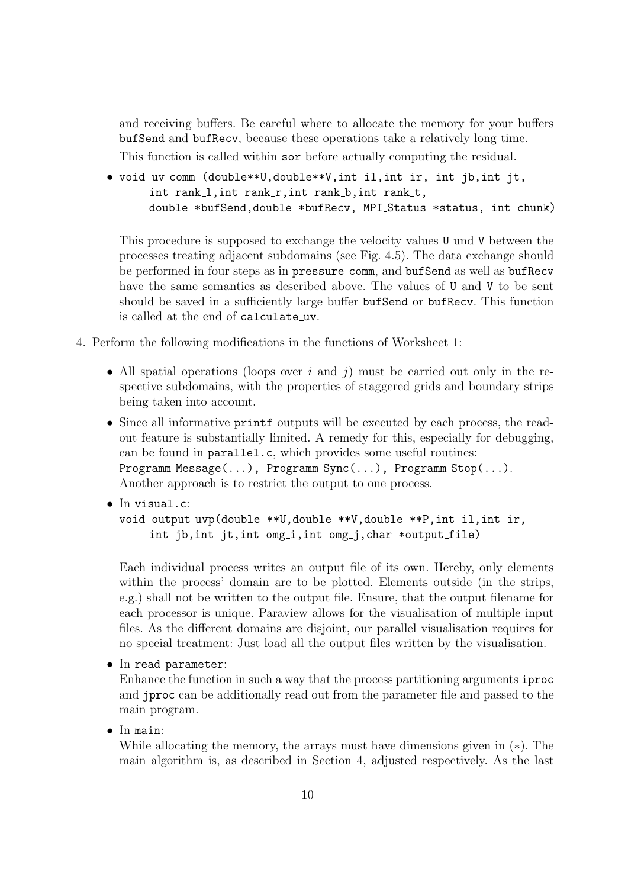and receiving buffers. Be careful where to allocate the memory for your buffers `bufSend` and `bufRecv`, because these operations take a relatively long time.

This function is called within `sor` before actually computing the residual.

- ```
  void uv_comm (double**U,double**V,int il,int ir, int jb,int jt,
       int rank_l,int rank_r,int rank_b,int rank_t,
       double *bufSend,double *bufRecv, MPI_Status *status, int chunk)
  ```

  This procedure is supposed to exchange the velocity values `U` und `V` between the processes treating adjacent subdomains (see Fig. 4.5). The data exchange should be performed in four steps as in `pressure_comm`, and `bufSend` as well as `bufRecv` have the same semantics as described above. The values of `U` and `V` to be sent should be saved in a sufficiently large buffer `bufSend` or `bufRecv`. This function is called at the end of `calculate_uv`.

4. Perform the following modifications in the functions of Worksheet 1:

   - All spatial operations (loops over $i$ and $j$) must be carried out only in the respective subdomains, with the properties of staggered grids and boundary strips being taken into account.
   - Since all informative `printf` outputs will be executed by each process, the read-out feature is substantially limited. A remedy for this, especially for debugging, can be found in `parallel.c`, which provides some useful routines: `Programm_Message(...)`, `Programm_Sync(...)`, `Programm_Stop(...)`. Another approach is to restrict the output to one process.
   - In `visual.c`:

     ```
     void output_uvp(double **U,double **V,double **P,int il,int ir,
          int jb,int jt,int omg_i,int omg_j,char *output_file)
     ```

     Each individual process writes an output file of its own. Hereby, only elements within the process' domain are to be plotted. Elements outside (in the strips, e.g.) shall not be written to the output file. Ensure, that the output filename for each processor is unique. Paraview allows for the visualisation of multiple input files. As the different domains are disjoint, our parallel visualisation requires for no special treatment: Just load all the output files written by the visualisation.
   - In `read_parameter`:

     Enhance the function in such a way that the process partitioning arguments `iproc` and `jproc` can be additionally read out from the parameter file and passed to the main program.
   - In `main`:

     While allocating the memory, the arrays must have dimensions given in ($*$). The main algorithm is, as described in Section 4, adjusted respectively. As the last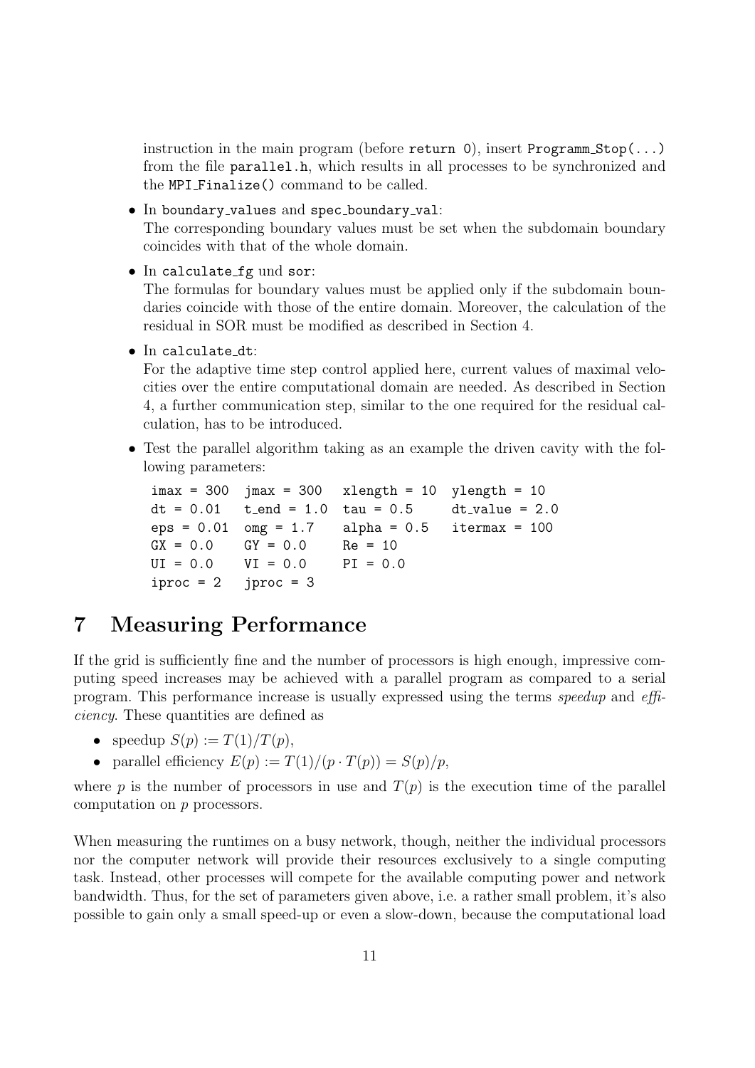instruction in the main program (before `return 0`), insert `Programm_Stop(...)` from the file `parallel.h`, which results in all processes to be synchronized and the `MPI_Finalize()` command to be called.

- In `boundary_values` and `spec_boundary_val`:
  The corresponding boundary values must be set when the subdomain boundary coincides with that of the whole domain.
- In `calculate_fg` und `sor`:
  The formulas for boundary values must be applied only if the subdomain boundaries coincide with those of the entire domain. Moreover, the calculation of the residual in SOR must be modified as described in Section 4.
- In `calculate_dt`:
  For the adaptive time step control applied here, current values of maximal velocities over the entire computational domain are needed. As described in Section 4, a further communication step, similar to the one required for the residual calculation, has to be introduced.
- Test the parallel algorithm taking as an example the driven cavity with the following parameters:

```
imax = 300  jmax = 300   xlength = 10  ylength = 10
dt = 0.01   t_end = 1.0  tau = 0.5     dt_value = 2.0
eps = 0.01  omg = 1.7    alpha = 0.5   itermax = 100
GX = 0.0    GY = 0.0     Re = 10
UI = 0.0    VI = 0.0     PI = 0.0
iproc = 2   jproc = 3
```

# 7 Measuring Performance

If the grid is sufficiently fine and the number of processors is high enough, impressive computing speed increases may be achieved with a parallel program as compared to a serial program. This performance increase is usually expressed using the terms *speedup* and *efficiency*. These quantities are defined as

- speedup $S(p) := T(1)/T(p)$,
- parallel efficiency $E(p) := T(1)/(p \cdot T(p)) = S(p)/p$,

where $p$ is the number of processors in use and $T(p)$ is the execution time of the parallel computation on $p$ processors.

When measuring the runtimes on a busy network, though, neither the individual processors nor the computer network will provide their resources exclusively to a single computing task. Instead, other processes will compete for the available computing power and network bandwidth. Thus, for the set of parameters given above, i.e. a rather small problem, it's also possible to gain only a small speed-up or even a slow-down, because the computational load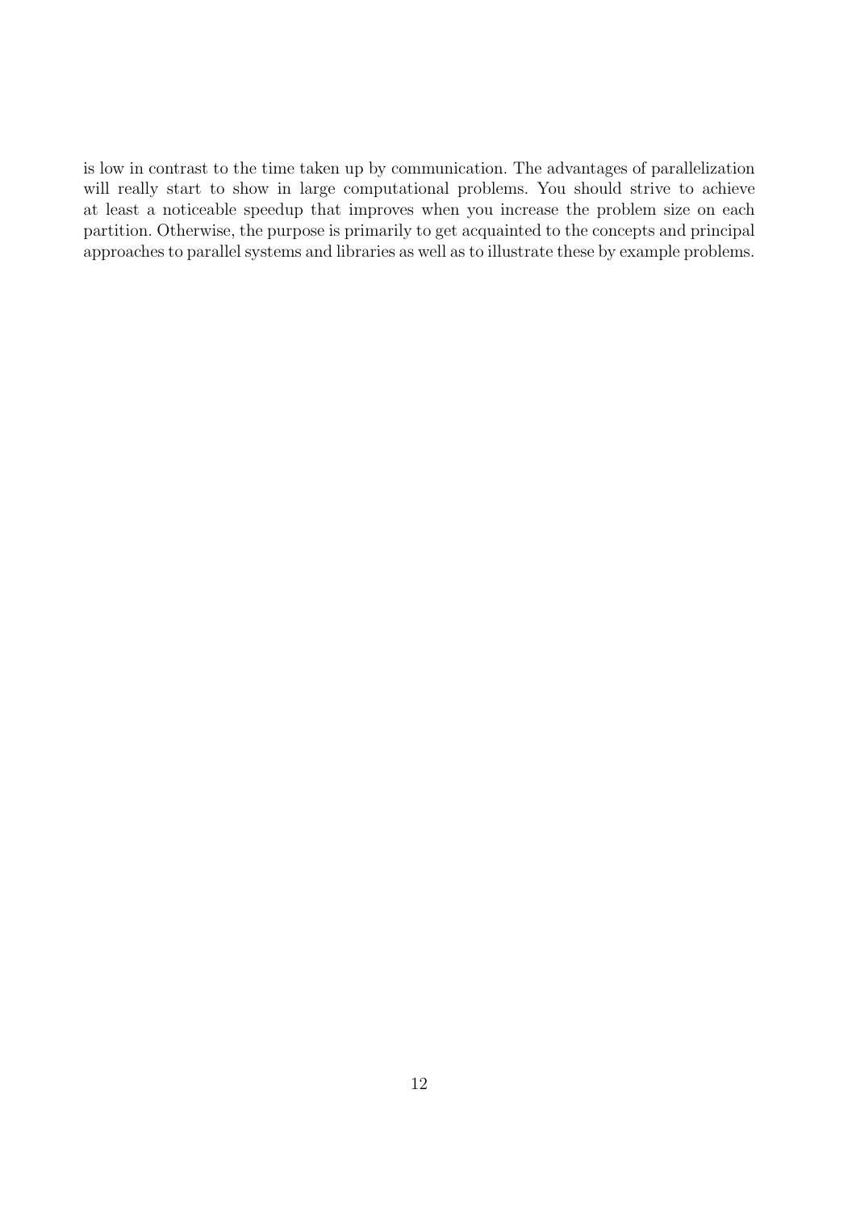is low in contrast to the time taken up by communication. The advantages of parallelization will really start to show in large computational problems. You should strive to achieve at least a noticeable speedup that improves when you increase the problem size on each partition. Otherwise, the purpose is primarily to get acquainted to the concepts and principal approaches to parallel systems and libraries as well as to illustrate these by example problems.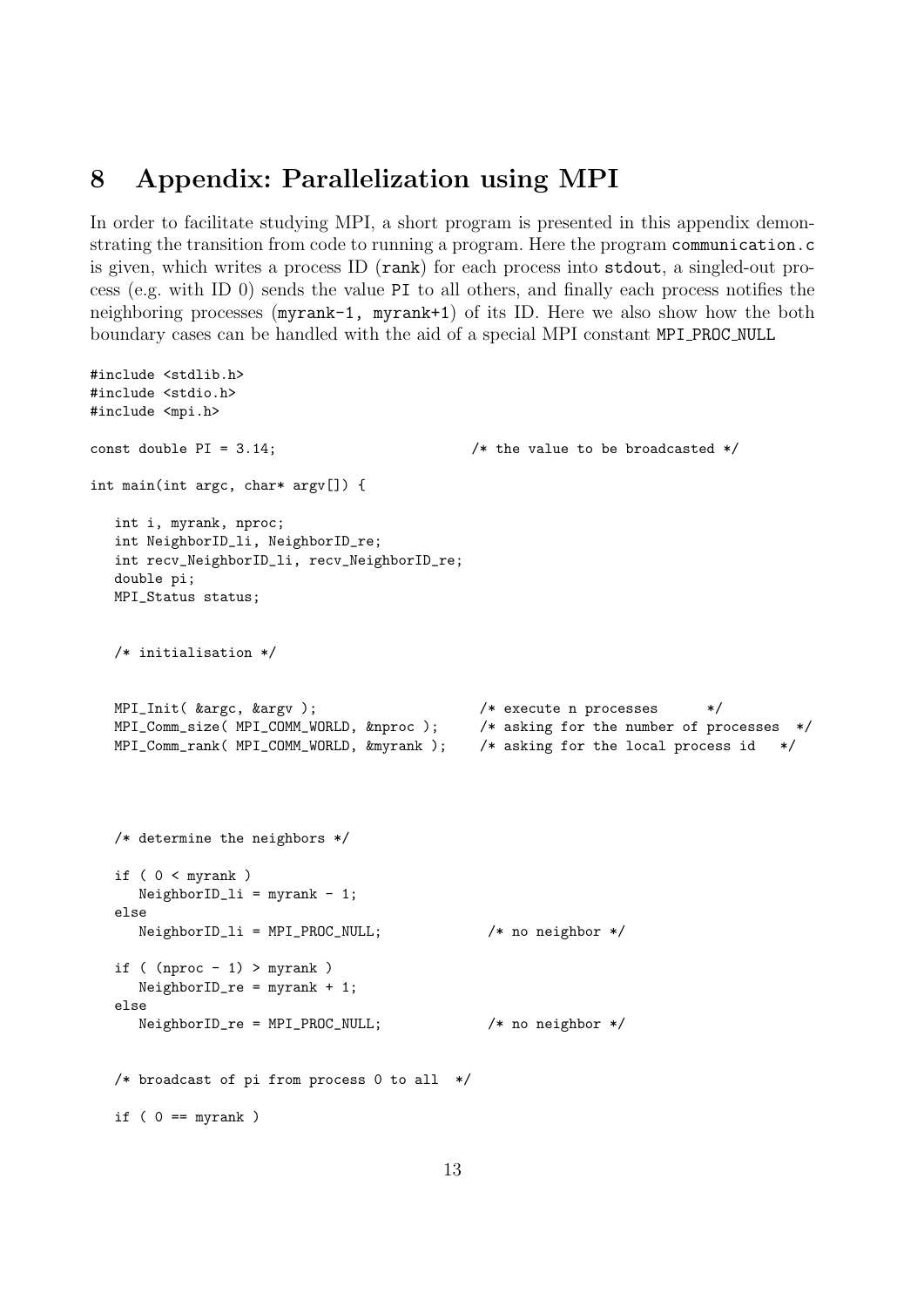## 8 Appendix: Parallelization using MPI

In order to facilitate studying MPI, a short program is presented in this appendix demonstrating the transition from code to running a program. Here the program `communication.c` is given, which writes a process ID (`rank`) for each process into `stdout`, a singled-out process (e.g. with ID 0) sends the value `PI` to all others, and finally each process notifies the neighboring processes (`myrank-1, myrank+1`) of its ID. Here we also show how the both boundary cases can be handled with the aid of a special MPI constant `MPI_PROC_NULL`

```
#include <stdlib.h>
#include <stdio.h>
#include <mpi.h>

const double PI = 3.14;                       /* the value to be broadcasted */

int main(int argc, char* argv[]) {

   int i, myrank, nproc;
   int NeighborID_li, NeighborID_re;
   int recv_NeighborID_li, recv_NeighborID_re;
   double pi;
   MPI_Status status;


   /* initialisation */


   MPI_Init( &argc, &argv );                  /* execute n processes      */
   MPI_Comm_size( MPI_COMM_WORLD, &nproc );   /* asking for the number of processes  */
   MPI_Comm_rank( MPI_COMM_WORLD, &myrank );  /* asking for the local process id   */




   /* determine the neighbors */

   if ( 0 < myrank )
      NeighborID_li = myrank - 1;
   else
      NeighborID_li = MPI_PROC_NULL;           /* no neighbor */

   if ( (nproc - 1) > myrank )
      NeighborID_re = myrank + 1;
   else
      NeighborID_re = MPI_PROC_NULL;           /* no neighbor */


   /* broadcast of pi from process 0 to all  */

   if ( 0 == myrank )
```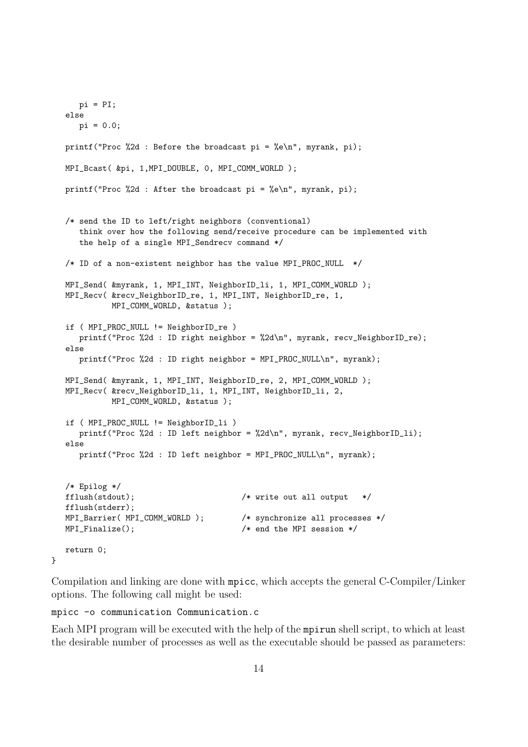```
      pi = PI;
   else
      pi = 0.0;

   printf("Proc %2d : Before the broadcast pi = %e\n", myrank, pi);

   MPI_Bcast( &pi, 1,MPI_DOUBLE, 0, MPI_COMM_WORLD );

   printf("Proc %2d : After the broadcast pi = %e\n", myrank, pi);


   /* send the ID to left/right neighbors (conventional)
      think over how the following send/receive procedure can be implemented with
      the help of a single MPI_Sendrecv command */

   /* ID of a non-existent neighbor has the value MPI_PROC_NULL  */

   MPI_Send( &myrank, 1, MPI_INT, NeighborID_li, 1, MPI_COMM_WORLD );
   MPI_Recv( &recv_NeighborID_re, 1, MPI_INT, NeighborID_re, 1,
             MPI_COMM_WORLD, &status );

   if ( MPI_PROC_NULL != NeighborID_re )
      printf("Proc %2d : ID right neighbor = %2d\n", myrank, recv_NeighborID_re);
   else
      printf("Proc %2d : ID right neighbor = MPI_PROC_NULL\n", myrank);

   MPI_Send( &myrank, 1, MPI_INT, NeighborID_re, 2, MPI_COMM_WORLD );
   MPI_Recv( &recv_NeighborID_li, 1, MPI_INT, NeighborID_li, 2,
             MPI_COMM_WORLD, &status );

   if ( MPI_PROC_NULL != NeighborID_li )
      printf("Proc %2d : ID left neighbor = %2d\n", myrank, recv_NeighborID_li);
   else
      printf("Proc %2d : ID left neighbor = MPI_PROC_NULL\n", myrank);


   /* Epilog */
   fflush(stdout);                      /* write out all output   */
   fflush(stderr);
   MPI_Barrier( MPI_COMM_WORLD );       /* synchronize all processes */
   MPI_Finalize();                      /* end the MPI session */

   return 0;
}
```

Compilation and linking are done with `mpicc`, which accepts the general C-Compiler/Linker options. The following call might be used:

```
mpicc -o communication Communication.c
```

Each MPI program will be executed with the help of the `mpirun` shell script, to which at least the desirable number of processes as well as the executable should be passed as parameters: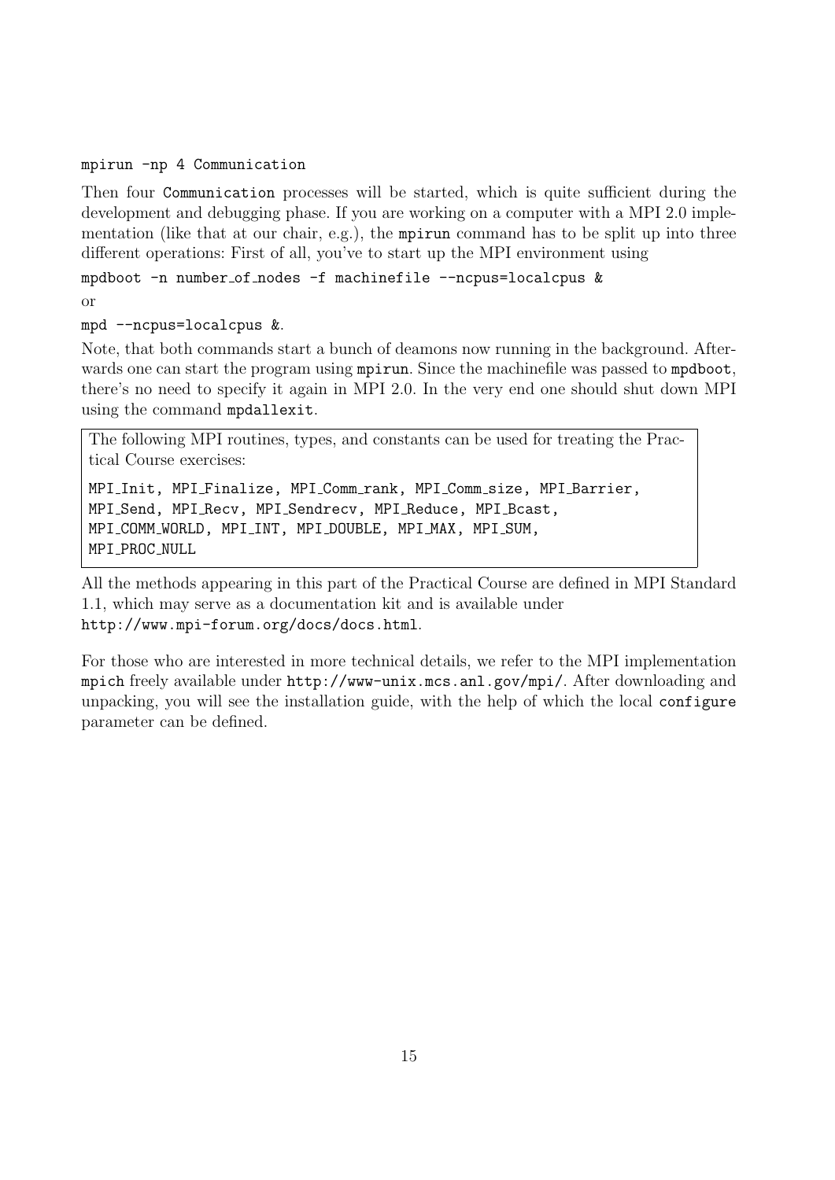```
mpirun -np 4 Communication
```

Then four `Communication` processes will be started, which is quite sufficient during the development and debugging phase. If you are working on a computer with a MPI 2.0 implementation (like that at our chair, e.g.), the `mpirun` command has to be split up into three different operations: First of all, you've to start up the MPI environment using

```
mpdboot -n number_of_nodes -f machinefile --ncpus=localcpus &
```

or

```
mpd --ncpus=localcpus &.
```

Note, that both commands start a bunch of deamons now running in the background. Afterwards one can start the program using `mpirun`. Since the machinefile was passed to `mpdboot`, there's no need to specify it again in MPI 2.0. In the very end one should shut down MPI using the command `mpdallexit`.

> The following MPI routines, types, and constants can be used for treating the Practical Course exercises:
>
> `MPI_Init, MPI_Finalize, MPI_Comm_rank, MPI_Comm_size, MPI_Barrier, MPI_Send, MPI_Recv, MPI_Sendrecv, MPI_Reduce, MPI_Bcast, MPI_COMM_WORLD, MPI_INT, MPI_DOUBLE, MPI_MAX, MPI_SUM, MPI_PROC_NULL`

All the methods appearing in this part of the Practical Course are defined in MPI Standard 1.1, which may serve as a documentation kit and is available under `http://www.mpi-forum.org/docs/docs.html`.

For those who are interested in more technical details, we refer to the MPI implementation `mpich` freely available under `http://www-unix.mcs.anl.gov/mpi/`. After downloading and unpacking, you will see the installation guide, with the help of which the local `configure` parameter can be defined.